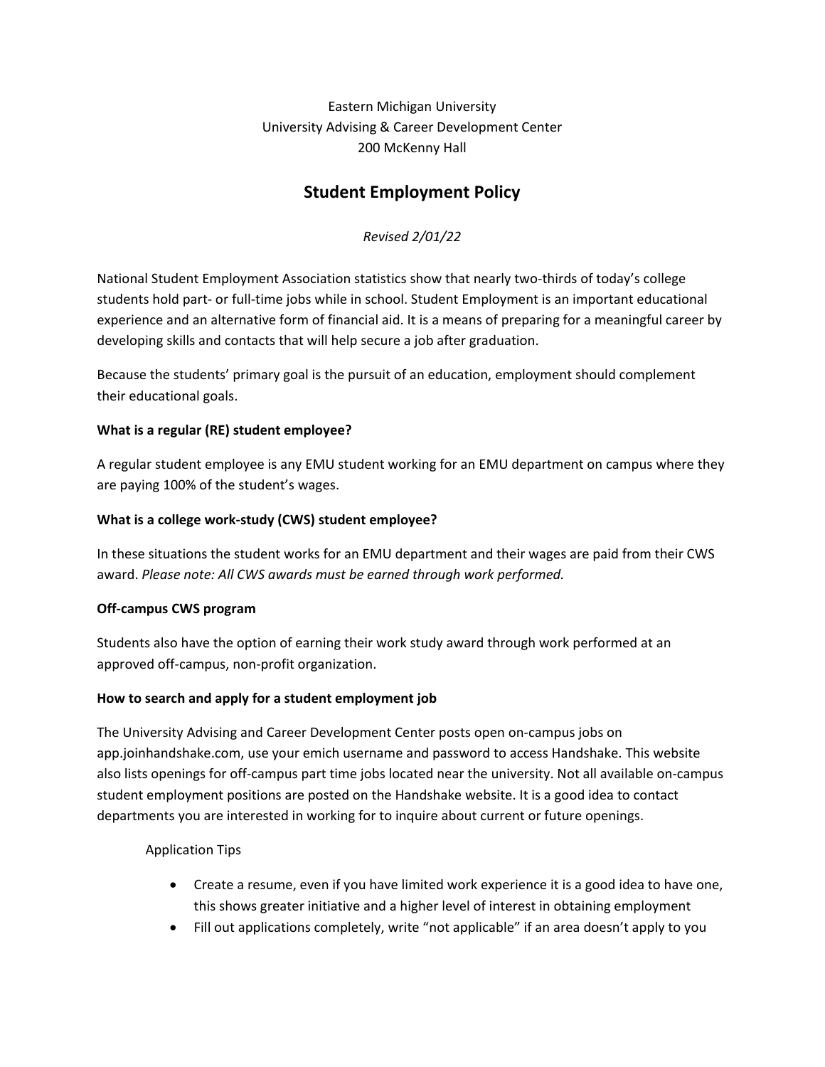Eastern Michigan University
University Advising & Career Development Center
200 McKenny Hall

# Student Employment Policy

*Revised 2/01/22*

National Student Employment Association statistics show that nearly two-thirds of today's college students hold part- or full-time jobs while in school. Student Employment is an important educational experience and an alternative form of financial aid. It is a means of preparing for a meaningful career by developing skills and contacts that will help secure a job after graduation.

Because the students' primary goal is the pursuit of an education, employment should complement their educational goals.

**What is a regular (RE) student employee?**

A regular student employee is any EMU student working for an EMU department on campus where they are paying 100% of the student's wages.

**What is a college work-study (CWS) student employee?**

In these situations the student works for an EMU department and their wages are paid from their CWS award. *Please note: All CWS awards must be earned through work performed.*

**Off-campus CWS program**

Students also have the option of earning their work study award through work performed at an approved off-campus, non-profit organization.

**How to search and apply for a student employment job**

The University Advising and Career Development Center posts open on-campus jobs on app.joinhandshake.com, use your emich username and password to access Handshake. This website also lists openings for off-campus part time jobs located near the university. Not all available on-campus student employment positions are posted on the Handshake website. It is a good idea to contact departments you are interested in working for to inquire about current or future openings.

Application Tips

- Create a resume, even if you have limited work experience it is a good idea to have one, this shows greater initiative and a higher level of interest in obtaining employment
- Fill out applications completely, write "not applicable" if an area doesn't apply to you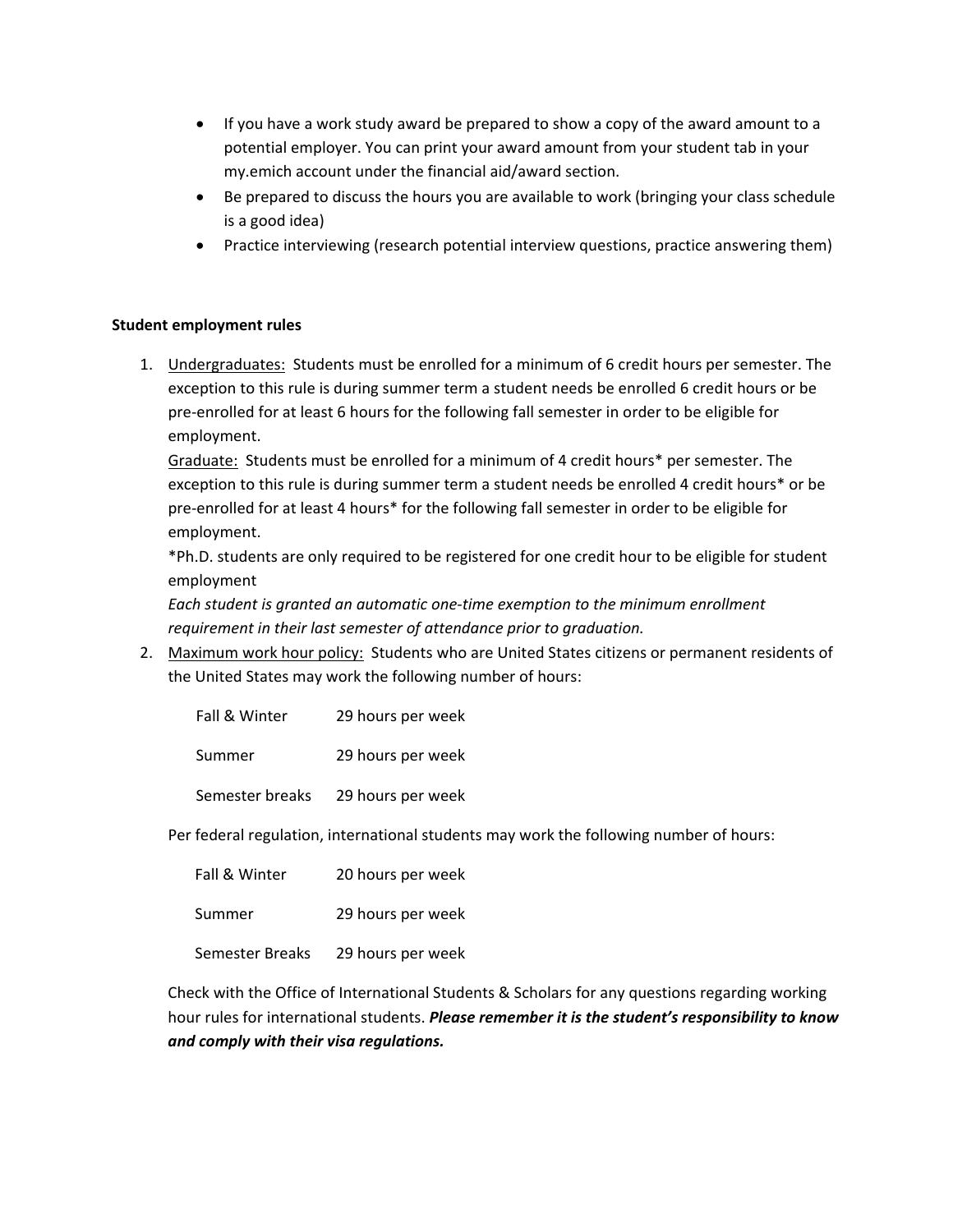- If you have a work study award be prepared to show a copy of the award amount to a potential employer. You can print your award amount from your student tab in your my.emich account under the financial aid/award section.
- Be prepared to discuss the hours you are available to work (bringing your class schedule is a good idea)
- Practice interviewing (research potential interview questions, practice answering them)

**Student employment rules**

1. Undergraduates: Students must be enrolled for a minimum of 6 credit hours per semester. The exception to this rule is during summer term a student needs be enrolled 6 credit hours or be pre-enrolled for at least 6 hours for the following fall semester in order to be eligible for employment.

   Graduate: Students must be enrolled for a minimum of 4 credit hours* per semester. The exception to this rule is during summer term a student needs be enrolled 4 credit hours* or be pre-enrolled for at least 4 hours* for the following fall semester in order to be eligible for employment.

   *Ph.D. students are only required to be registered for one credit hour to be eligible for student employment

   *Each student is granted an automatic one-time exemption to the minimum enrollment requirement in their last semester of attendance prior to graduation.*

2. Maximum work hour policy: Students who are United States citizens or permanent residents of the United States may work the following number of hours:

   | Term | Hours |
   | --- | --- |
   | Fall & Winter | 29 hours per week |
   | Summer | 29 hours per week |
   | Semester breaks | 29 hours per week |

   Per federal regulation, international students may work the following number of hours:

   | Term | Hours |
   | --- | --- |
   | Fall & Winter | 20 hours per week |
   | Summer | 29 hours per week |
   | Semester Breaks | 29 hours per week |

   Check with the Office of International Students & Scholars for any questions regarding working hour rules for international students. ***Please remember it is the student's responsibility to know and comply with their visa regulations.***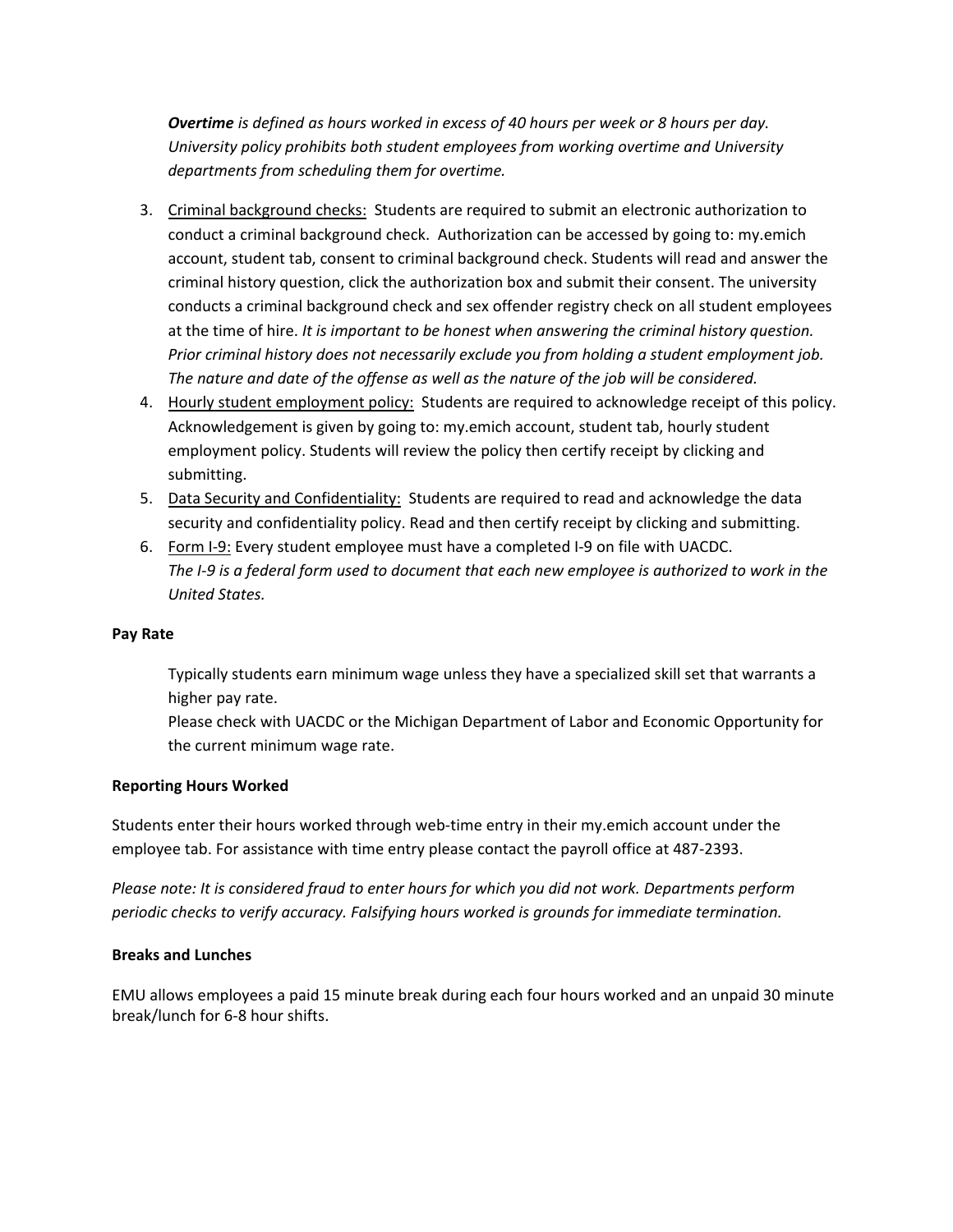***Overtime** is defined as hours worked in excess of 40 hours per week or 8 hours per day. University policy prohibits both student employees from working overtime and University departments from scheduling them for overtime.*

3. Criminal background checks: Students are required to submit an electronic authorization to conduct a criminal background check. Authorization can be accessed by going to: my.emich account, student tab, consent to criminal background check. Students will read and answer the criminal history question, click the authorization box and submit their consent. The university conducts a criminal background check and sex offender registry check on all student employees at the time of hire. *It is important to be honest when answering the criminal history question. Prior criminal history does not necessarily exclude you from holding a student employment job. The nature and date of the offense as well as the nature of the job will be considered.*
4. Hourly student employment policy: Students are required to acknowledge receipt of this policy. Acknowledgement is given by going to: my.emich account, student tab, hourly student employment policy. Students will review the policy then certify receipt by clicking and submitting.
5. Data Security and Confidentiality: Students are required to read and acknowledge the data security and confidentiality policy. Read and then certify receipt by clicking and submitting.
6. Form I-9: Every student employee must have a completed I-9 on file with UACDC. *The I-9 is a federal form used to document that each new employee is authorized to work in the United States.*

**Pay Rate**

Typically students earn minimum wage unless they have a specialized skill set that warrants a higher pay rate.
Please check with UACDC or the Michigan Department of Labor and Economic Opportunity for the current minimum wage rate.

**Reporting Hours Worked**

Students enter their hours worked through web-time entry in their my.emich account under the employee tab. For assistance with time entry please contact the payroll office at 487-2393.

*Please note: It is considered fraud to enter hours for which you did not work. Departments perform periodic checks to verify accuracy. Falsifying hours worked is grounds for immediate termination.*

**Breaks and Lunches**

EMU allows employees a paid 15 minute break during each four hours worked and an unpaid 30 minute break/lunch for 6-8 hour shifts.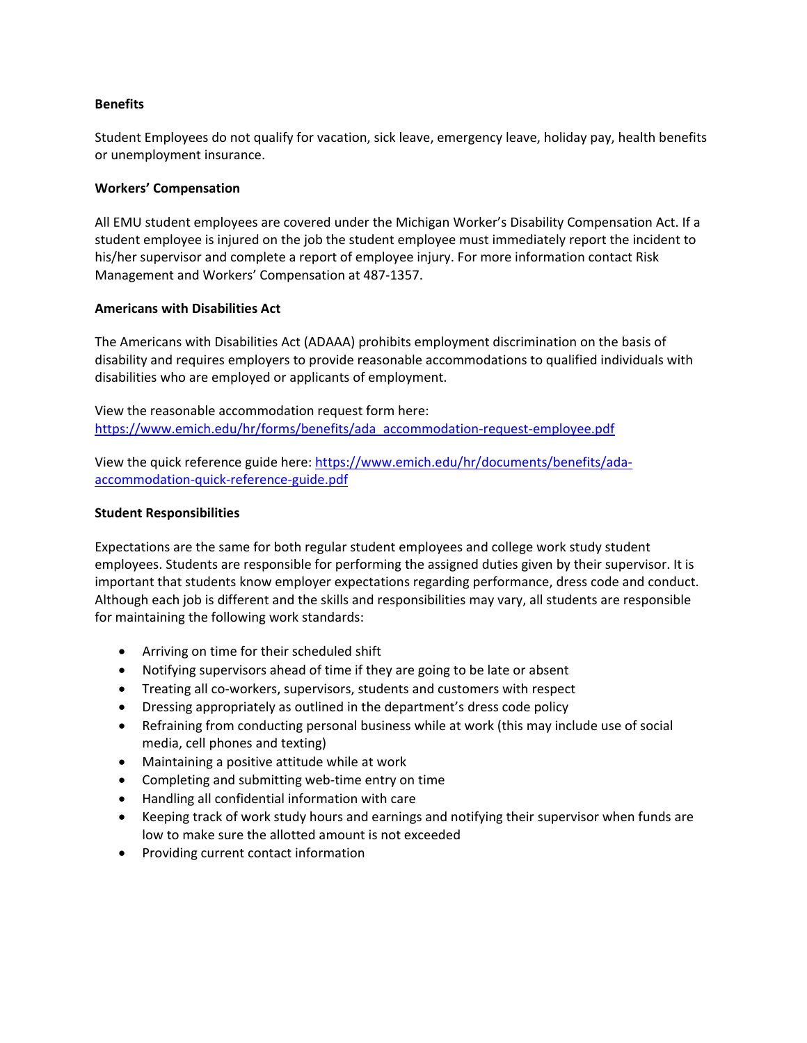**Benefits**

Student Employees do not qualify for vacation, sick leave, emergency leave, holiday pay, health benefits or unemployment insurance.

**Workers' Compensation**

All EMU student employees are covered under the Michigan Worker's Disability Compensation Act. If a student employee is injured on the job the student employee must immediately report the incident to his/her supervisor and complete a report of employee injury. For more information contact Risk Management and Workers' Compensation at 487-1357.

**Americans with Disabilities Act**

The Americans with Disabilities Act (ADAAA) prohibits employment discrimination on the basis of disability and requires employers to provide reasonable accommodations to qualified individuals with disabilities who are employed or applicants of employment.

View the reasonable accommodation request form here: https://www.emich.edu/hr/forms/benefits/ada_accommodation-request-employee.pdf

View the quick reference guide here: https://www.emich.edu/hr/documents/benefits/ada-accommodation-quick-reference-guide.pdf

**Student Responsibilities**

Expectations are the same for both regular student employees and college work study student employees. Students are responsible for performing the assigned duties given by their supervisor. It is important that students know employer expectations regarding performance, dress code and conduct. Although each job is different and the skills and responsibilities may vary, all students are responsible for maintaining the following work standards:

- Arriving on time for their scheduled shift
- Notifying supervisors ahead of time if they are going to be late or absent
- Treating all co-workers, supervisors, students and customers with respect
- Dressing appropriately as outlined in the department's dress code policy
- Refraining from conducting personal business while at work (this may include use of social media, cell phones and texting)
- Maintaining a positive attitude while at work
- Completing and submitting web-time entry on time
- Handling all confidential information with care
- Keeping track of work study hours and earnings and notifying their supervisor when funds are low to make sure the allotted amount is not exceeded
- Providing current contact information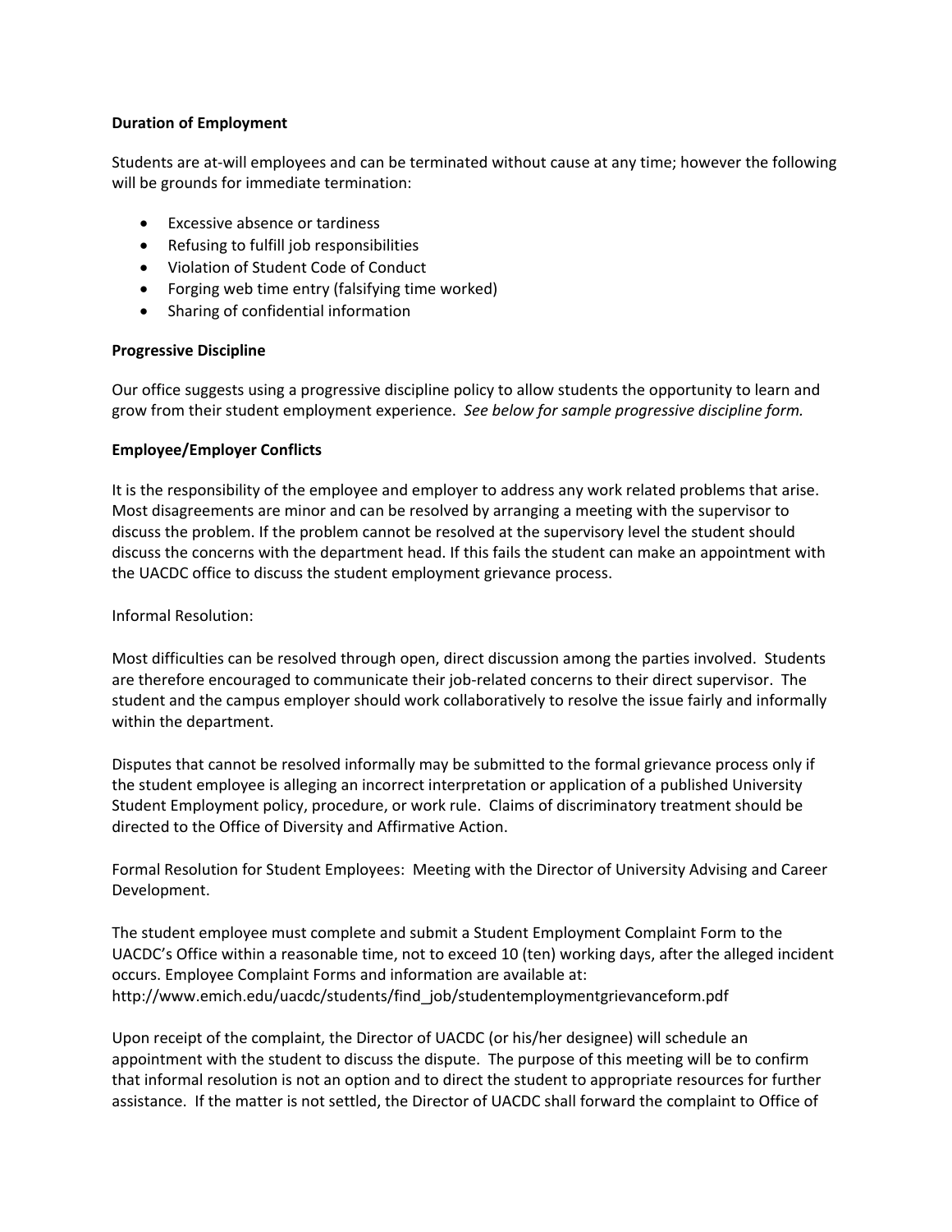**Duration of Employment**

Students are at-will employees and can be terminated without cause at any time; however the following will be grounds for immediate termination:

- Excessive absence or tardiness
- Refusing to fulfill job responsibilities
- Violation of Student Code of Conduct
- Forging web time entry (falsifying time worked)
- Sharing of confidential information

**Progressive Discipline**

Our office suggests using a progressive discipline policy to allow students the opportunity to learn and grow from their student employment experience. *See below for sample progressive discipline form.*

**Employee/Employer Conflicts**

It is the responsibility of the employee and employer to address any work related problems that arise. Most disagreements are minor and can be resolved by arranging a meeting with the supervisor to discuss the problem. If the problem cannot be resolved at the supervisory level the student should discuss the concerns with the department head. If this fails the student can make an appointment with the UACDC office to discuss the student employment grievance process.

Informal Resolution:

Most difficulties can be resolved through open, direct discussion among the parties involved. Students are therefore encouraged to communicate their job-related concerns to their direct supervisor. The student and the campus employer should work collaboratively to resolve the issue fairly and informally within the department.

Disputes that cannot be resolved informally may be submitted to the formal grievance process only if the student employee is alleging an incorrect interpretation or application of a published University Student Employment policy, procedure, or work rule. Claims of discriminatory treatment should be directed to the Office of Diversity and Affirmative Action.

Formal Resolution for Student Employees: Meeting with the Director of University Advising and Career Development.

The student employee must complete and submit a Student Employment Complaint Form to the UACDC's Office within a reasonable time, not to exceed 10 (ten) working days, after the alleged incident occurs. Employee Complaint Forms and information are available at: http://www.emich.edu/uacdc/students/find_job/studentemploymentgrievanceform.pdf

Upon receipt of the complaint, the Director of UACDC (or his/her designee) will schedule an appointment with the student to discuss the dispute. The purpose of this meeting will be to confirm that informal resolution is not an option and to direct the student to appropriate resources for further assistance. If the matter is not settled, the Director of UACDC shall forward the complaint to Office of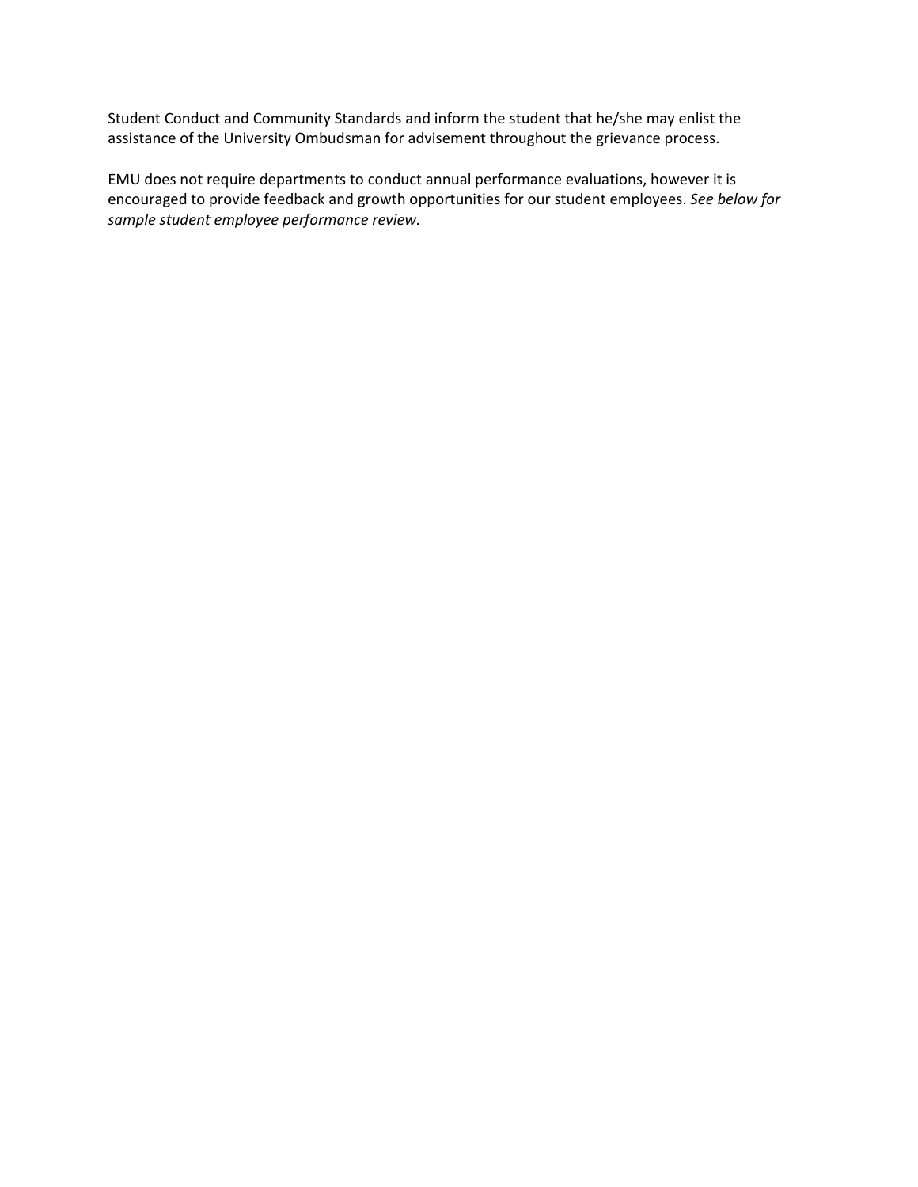Student Conduct and Community Standards and inform the student that he/she may enlist the assistance of the University Ombudsman for advisement throughout the grievance process.

EMU does not require departments to conduct annual performance evaluations, however it is encouraged to provide feedback and growth opportunities for our student employees. *See below for sample student employee performance review.*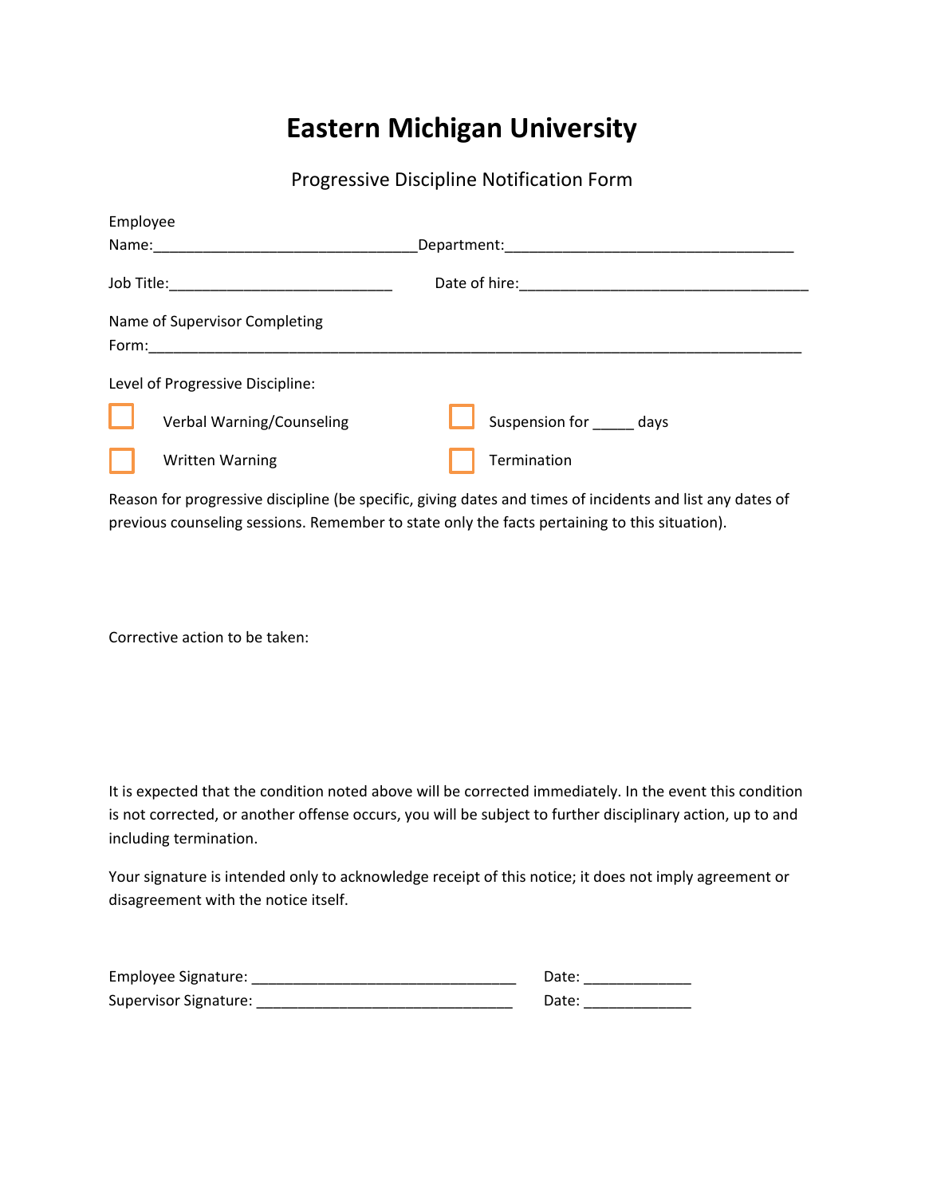# Eastern Michigan University

Progressive Discipline Notification Form

Employee Name:_______________________________Department:__________________________________

Job Title:___________________________ Date of hire:___________________________________

Name of Supervisor Completing Form:_____________________________________________________________________________

Level of Progressive Discipline:

- ☐ Verbal Warning/Counseling
- ☐ Suspension for _____ days
- ☐ Written Warning
- ☐ Termination

Reason for progressive discipline (be specific, giving dates and times of incidents and list any dates of previous counseling sessions. Remember to state only the facts pertaining to this situation).

Corrective action to be taken:

It is expected that the condition noted above will be corrected immediately. In the event this condition is not corrected, or another offense occurs, you will be subject to further disciplinary action, up to and including termination.

Your signature is intended only to acknowledge receipt of this notice; it does not imply agreement or disagreement with the notice itself.

Employee Signature: ________________________________ Date: _____________

Supervisor Signature: _______________________________ Date: _____________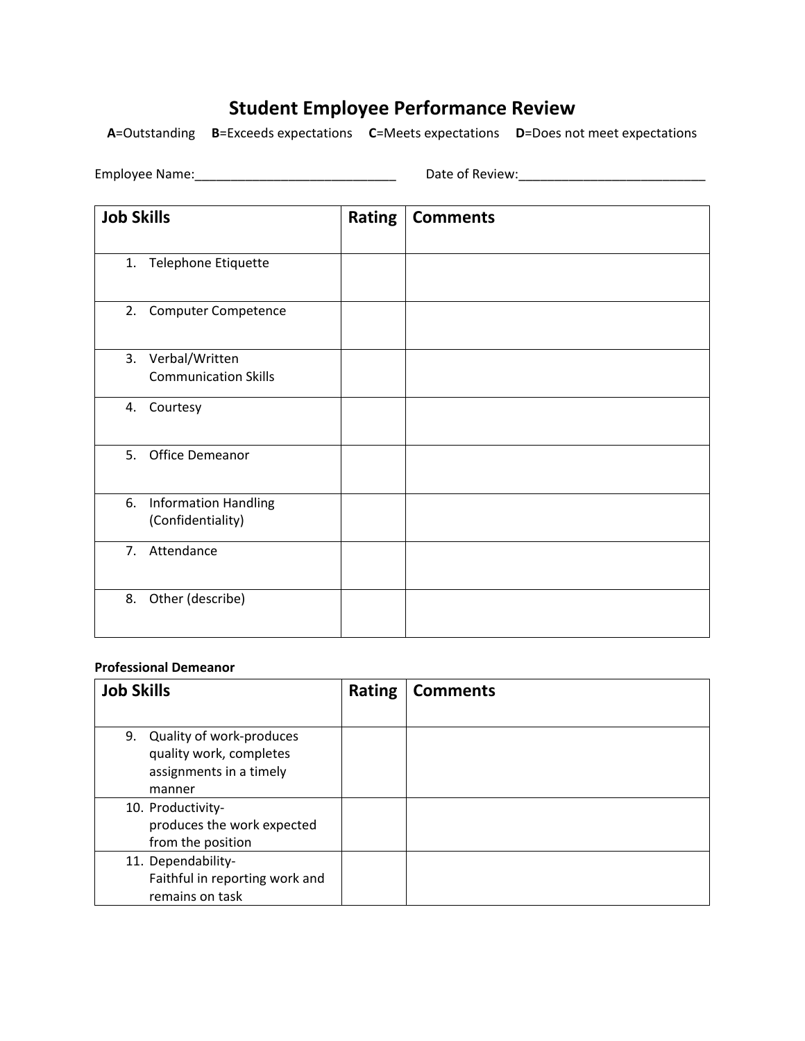# Student Employee Performance Review

**A**=Outstanding **B**=Exceeds expectations **C**=Meets expectations **D**=Does not meet expectations

Employee Name:____________________________ Date of Review:__________________________

| Job Skills | Rating | Comments |
|---|---|---|
| 1. Telephone Etiquette | | |
| 2. Computer Competence | | |
| 3. Verbal/Written Communication Skills | | |
| 4. Courtesy | | |
| 5. Office Demeanor | | |
| 6. Information Handling (Confidentiality) | | |
| 7. Attendance | | |
| 8. Other (describe) | | |

**Professional Demeanor**

| Job Skills | Rating | Comments |
|---|---|---|
| 9. Quality of work-produces quality work, completes assignments in a timely manner | | |
| 10. Productivity- produces the work expected from the position | | |
| 11. Dependability- Faithful in reporting work and remains on task | | |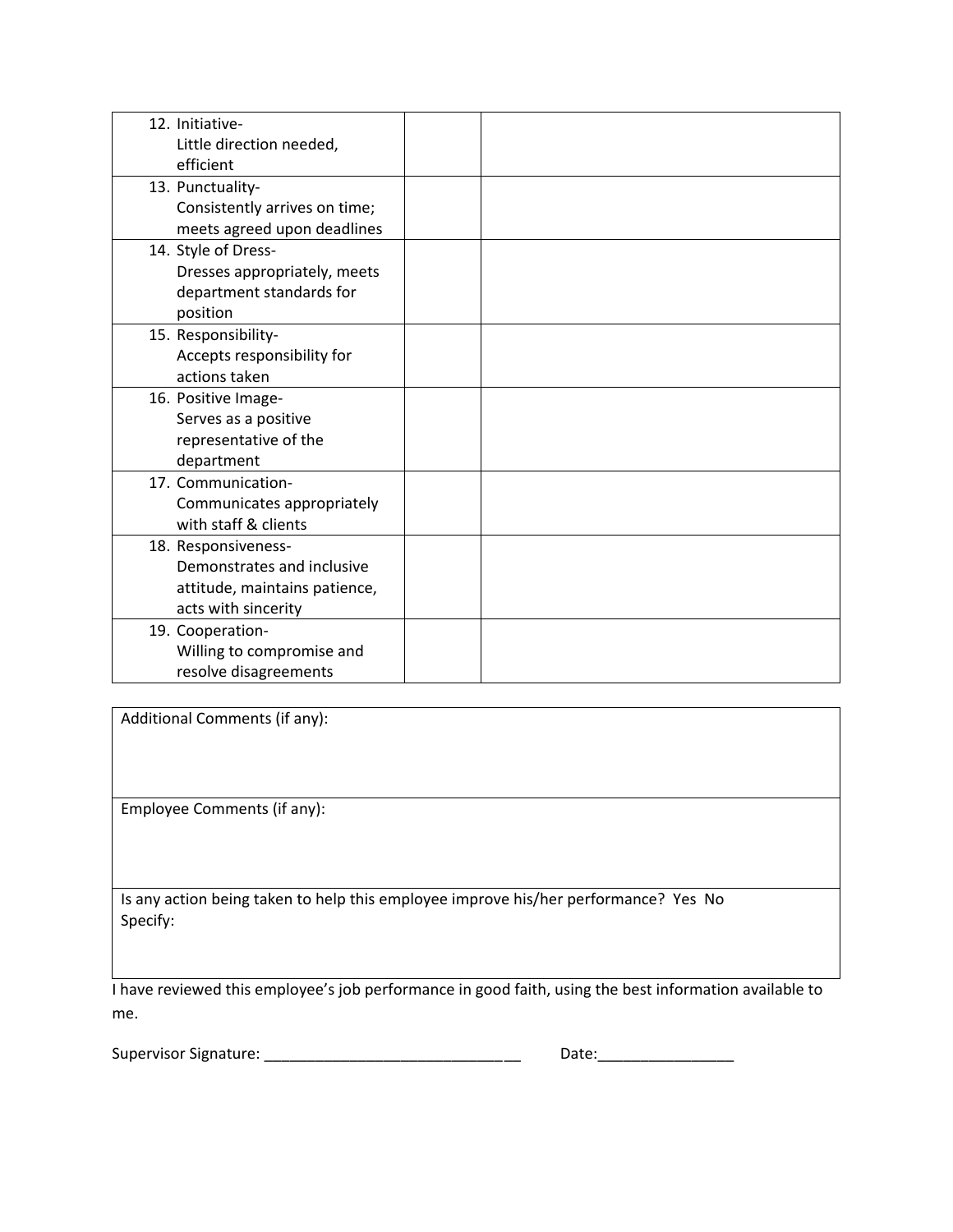| | | |
|---|---|---|
| 12. Initiative-<br>Little direction needed, efficient | | |
| 13. Punctuality-<br>Consistently arrives on time; meets agreed upon deadlines | | |
| 14. Style of Dress-<br>Dresses appropriately, meets department standards for position | | |
| 15. Responsibility-<br>Accepts responsibility for actions taken | | |
| 16. Positive Image-<br>Serves as a positive representative of the department | | |
| 17. Communication-<br>Communicates appropriately with staff & clients | | |
| 18. Responsiveness-<br>Demonstrates and inclusive attitude, maintains patience, acts with sincerity | | |
| 19. Cooperation-<br>Willing to compromise and resolve disagreements | | |

| |
|---|
| Additional Comments (if any): |
| Employee Comments (if any): |
| Is any action being taken to help this employee improve his/her performance? Yes No<br>Specify: |

I have reviewed this employee's job performance in good faith, using the best information available to me.

Supervisor Signature: ________________________________ Date:________________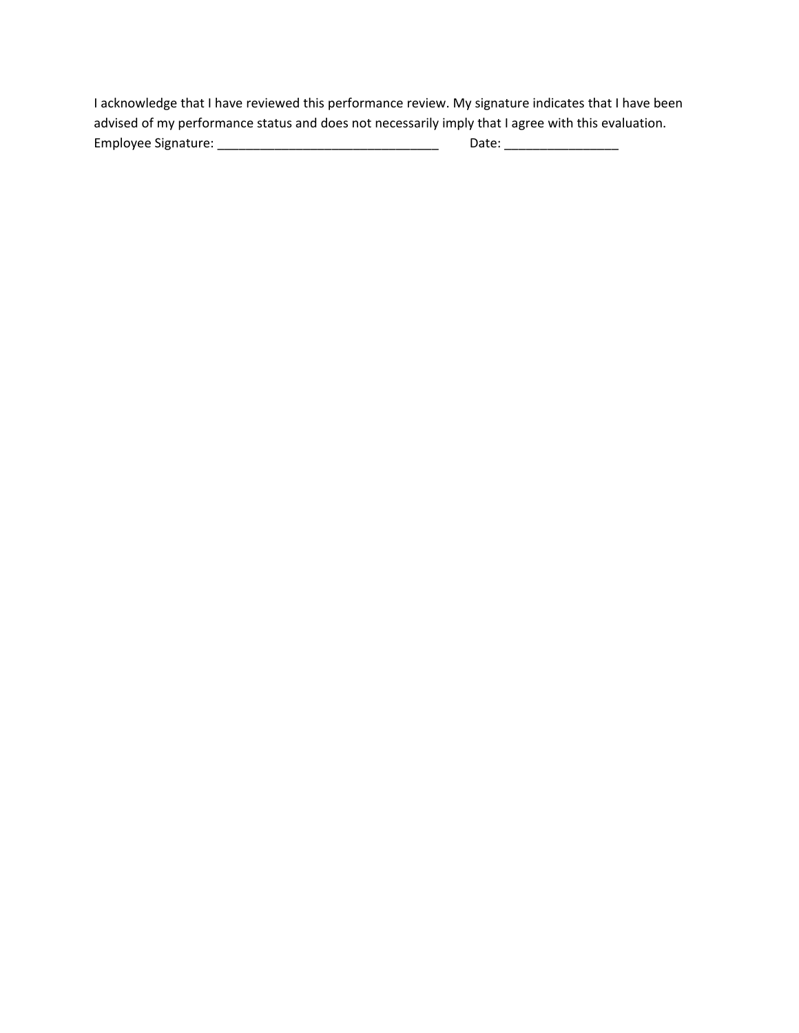I acknowledge that I have reviewed this performance review. My signature indicates that I have been advised of my performance status and does not necessarily imply that I agree with this evaluation.
Employee Signature: _______________________________ Date: ________________